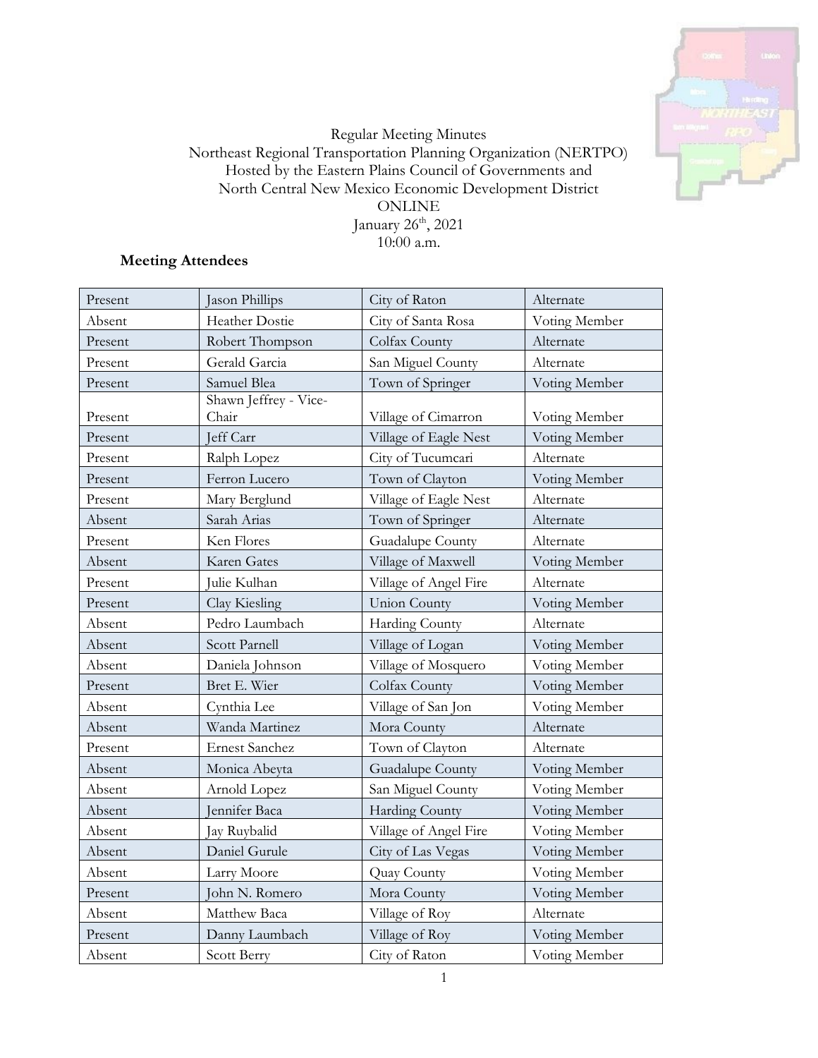Regular Meeting Minutes
Northeast Regional Transportation Planning Organization (NERTPO)
Hosted by the Eastern Plains Council of Governments and
North Central New Mexico Economic Development District
ONLINE
January 26th, 2021
10:00 a.m.

**Meeting Attendees**

| Present | Jason Phillips | City of Raton | Alternate |
|---|---|---|---|
| Absent | Heather Dostie | City of Santa Rosa | Voting Member |
| Present | Robert Thompson | Colfax County | Alternate |
| Present | Gerald Garcia | San Miguel County | Alternate |
| Present | Samuel Blea | Town of Springer | Voting Member |
| Present | Shawn Jeffrey - Vice-Chair | Village of Cimarron | Voting Member |
| Present | Jeff Carr | Village of Eagle Nest | Voting Member |
| Present | Ralph Lopez | City of Tucumcari | Alternate |
| Present | Ferron Lucero | Town of Clayton | Voting Member |
| Present | Mary Berglund | Village of Eagle Nest | Alternate |
| Absent | Sarah Arias | Town of Springer | Alternate |
| Present | Ken Flores | Guadalupe County | Alternate |
| Absent | Karen Gates | Village of Maxwell | Voting Member |
| Present | Julie Kulhan | Village of Angel Fire | Alternate |
| Present | Clay Kiesling | Union County | Voting Member |
| Absent | Pedro Laumbach | Harding County | Alternate |
| Absent | Scott Parnell | Village of Logan | Voting Member |
| Absent | Daniela Johnson | Village of Mosquero | Voting Member |
| Present | Bret E. Wier | Colfax County | Voting Member |
| Absent | Cynthia Lee | Village of San Jon | Voting Member |
| Absent | Wanda Martinez | Mora County | Alternate |
| Present | Ernest Sanchez | Town of Clayton | Alternate |
| Absent | Monica Abeyta | Guadalupe County | Voting Member |
| Absent | Arnold Lopez | San Miguel County | Voting Member |
| Absent | Jennifer Baca | Harding County | Voting Member |
| Absent | Jay Ruybalid | Village of Angel Fire | Voting Member |
| Absent | Daniel Gurule | City of Las Vegas | Voting Member |
| Absent | Larry Moore | Quay County | Voting Member |
| Present | John N. Romero | Mora County | Voting Member |
| Absent | Matthew Baca | Village of Roy | Alternate |
| Present | Danny Laumbach | Village of Roy | Voting Member |
| Absent | Scott Berry | City of Raton | Voting Member |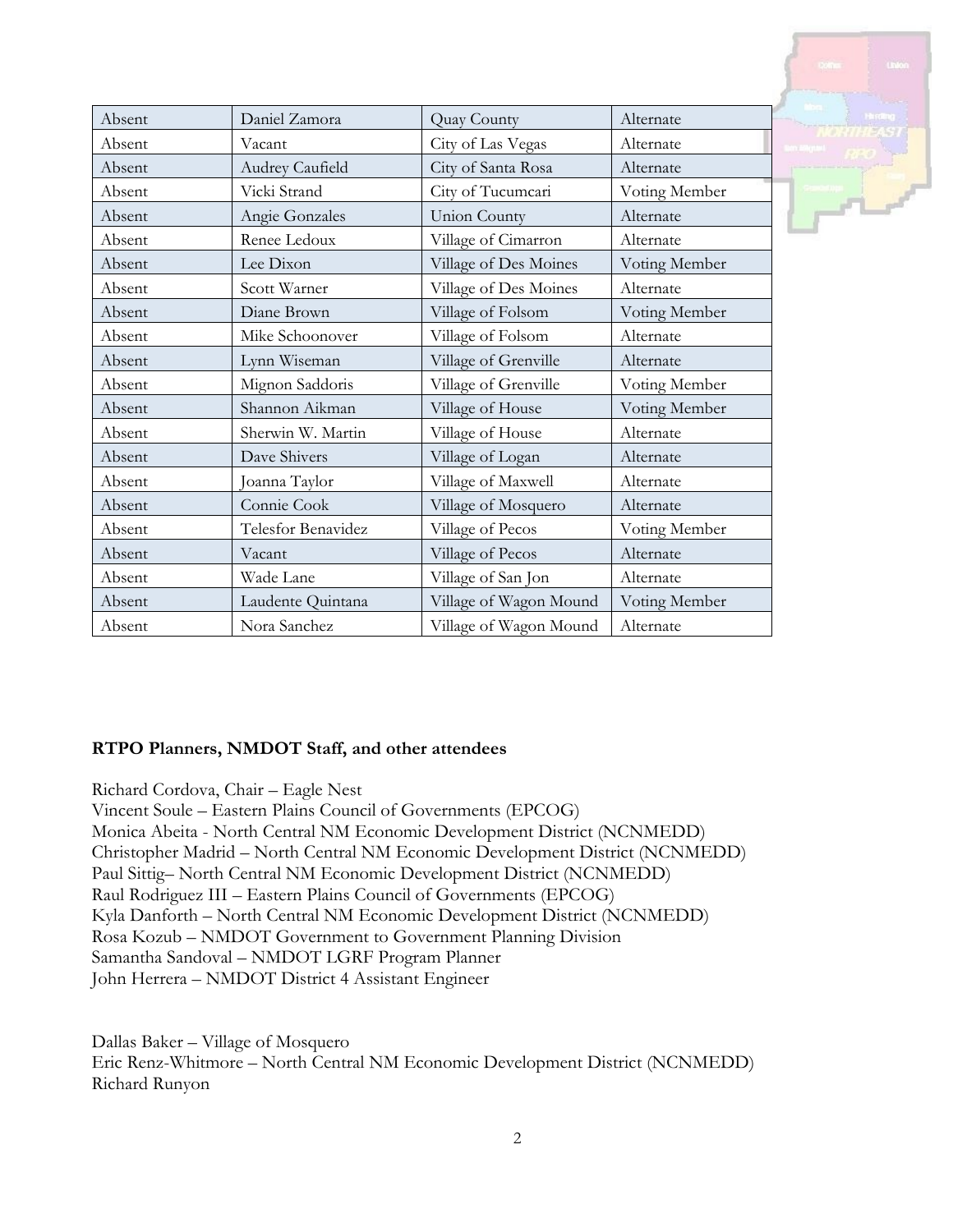| Absent | Daniel Zamora | Quay County | Alternate |
|---|---|---|---|
| Absent | Vacant | City of Las Vegas | Alternate |
| Absent | Audrey Caufield | City of Santa Rosa | Alternate |
| Absent | Vicki Strand | City of Tucumcari | Voting Member |
| Absent | Angie Gonzales | Union County | Alternate |
| Absent | Renee Ledoux | Village of Cimarron | Alternate |
| Absent | Lee Dixon | Village of Des Moines | Voting Member |
| Absent | Scott Warner | Village of Des Moines | Alternate |
| Absent | Diane Brown | Village of Folsom | Voting Member |
| Absent | Mike Schoonover | Village of Folsom | Alternate |
| Absent | Lynn Wiseman | Village of Grenville | Alternate |
| Absent | Mignon Saddoris | Village of Grenville | Voting Member |
| Absent | Shannon Aikman | Village of House | Voting Member |
| Absent | Sherwin W. Martin | Village of House | Alternate |
| Absent | Dave Shivers | Village of Logan | Alternate |
| Absent | Joanna Taylor | Village of Maxwell | Alternate |
| Absent | Connie Cook | Village of Mosquero | Alternate |
| Absent | Telesfor Benavidez | Village of Pecos | Voting Member |
| Absent | Vacant | Village of Pecos | Alternate |
| Absent | Wade Lane | Village of San Jon | Alternate |
| Absent | Laudente Quintana | Village of Wagon Mound | Voting Member |
| Absent | Nora Sanchez | Village of Wagon Mound | Alternate |

**RTPO Planners, NMDOT Staff, and other attendees**

Richard Cordova, Chair – Eagle Nest
Vincent Soule – Eastern Plains Council of Governments (EPCOG)
Monica Abeita - North Central NM Economic Development District (NCNMEDD)
Christopher Madrid – North Central NM Economic Development District (NCNMEDD)
Paul Sittig– North Central NM Economic Development District (NCNMEDD)
Raul Rodriguez III – Eastern Plains Council of Governments (EPCOG)
Kyla Danforth – North Central NM Economic Development District (NCNMEDD)
Rosa Kozub – NMDOT Government to Government Planning Division
Samantha Sandoval – NMDOT LGRF Program Planner
John Herrera – NMDOT District 4 Assistant Engineer

Dallas Baker – Village of Mosquero
Eric Renz-Whitmore – North Central NM Economic Development District (NCNMEDD)
Richard Runyon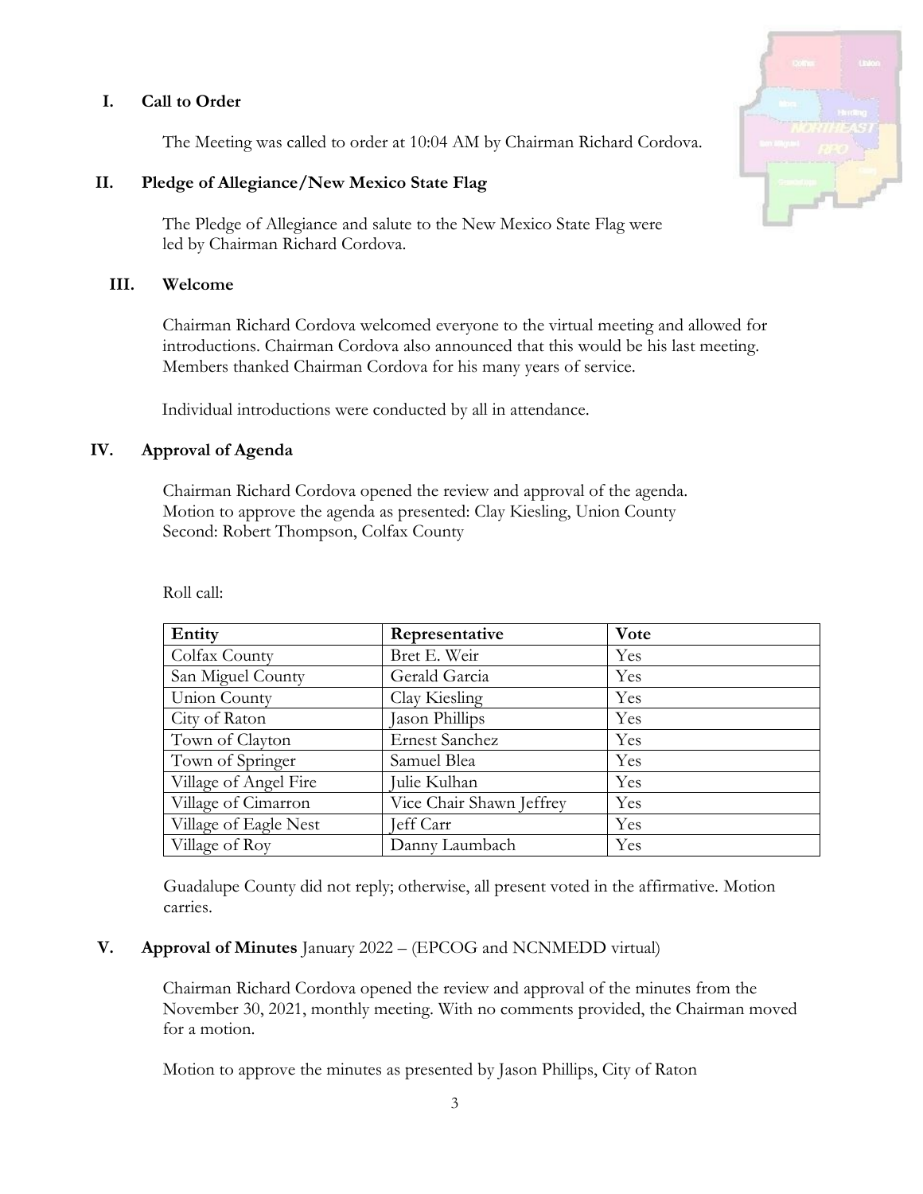## I. Call to Order

The Meeting was called to order at 10:04 AM by Chairman Richard Cordova.

## II. Pledge of Allegiance/New Mexico State Flag

The Pledge of Allegiance and salute to the New Mexico State Flag were led by Chairman Richard Cordova.

## III. Welcome

Chairman Richard Cordova welcomed everyone to the virtual meeting and allowed for introductions. Chairman Cordova also announced that this would be his last meeting. Members thanked Chairman Cordova for his many years of service.

Individual introductions were conducted by all in attendance.

## IV. Approval of Agenda

Chairman Richard Cordova opened the review and approval of the agenda.
Motion to approve the agenda as presented: Clay Kiesling, Union County
Second: Robert Thompson, Colfax County

Roll call:

| Entity | Representative | Vote |
|---|---|---|
| Colfax County | Bret E. Weir | Yes |
| San Miguel County | Gerald Garcia | Yes |
| Union County | Clay Kiesling | Yes |
| City of Raton | Jason Phillips | Yes |
| Town of Clayton | Ernest Sanchez | Yes |
| Town of Springer | Samuel Blea | Yes |
| Village of Angel Fire | Julie Kulhan | Yes |
| Village of Cimarron | Vice Chair Shawn Jeffrey | Yes |
| Village of Eagle Nest | Jeff Carr | Yes |
| Village of Roy | Danny Laumbach | Yes |

Guadalupe County did not reply; otherwise, all present voted in the affirmative. Motion carries.

## V. Approval of Minutes January 2022 – (EPCOG and NCNMEDD virtual)

Chairman Richard Cordova opened the review and approval of the minutes from the November 30, 2021, monthly meeting. With no comments provided, the Chairman moved for a motion.

Motion to approve the minutes as presented by Jason Phillips, City of Raton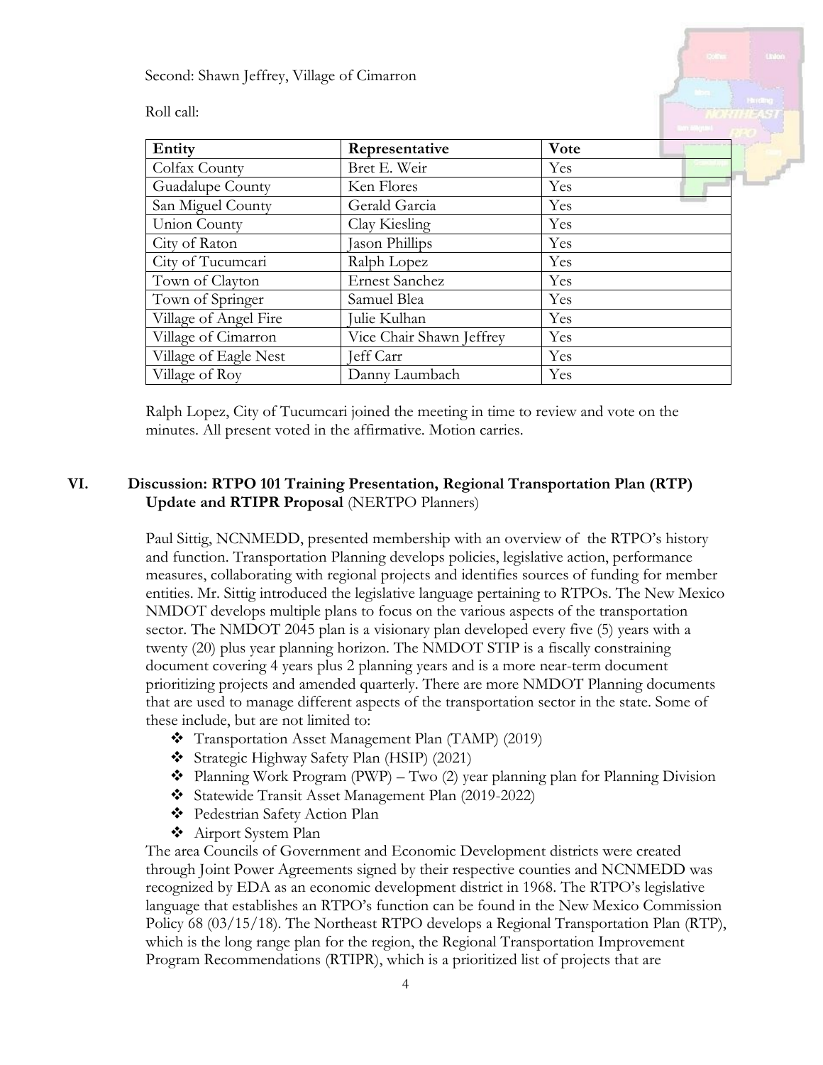Second: Shawn Jeffrey, Village of Cimarron

Roll call:

| Entity | Representative | Vote |
|---|---|---|
| Colfax County | Bret E. Weir | Yes |
| Guadalupe County | Ken Flores | Yes |
| San Miguel County | Gerald Garcia | Yes |
| Union County | Clay Kiesling | Yes |
| City of Raton | Jason Phillips | Yes |
| City of Tucumcari | Ralph Lopez | Yes |
| Town of Clayton | Ernest Sanchez | Yes |
| Town of Springer | Samuel Blea | Yes |
| Village of Angel Fire | Julie Kulhan | Yes |
| Village of Cimarron | Vice Chair Shawn Jeffrey | Yes |
| Village of Eagle Nest | Jeff Carr | Yes |
| Village of Roy | Danny Laumbach | Yes |

Ralph Lopez, City of Tucumcari joined the meeting in time to review and vote on the minutes. All present voted in the affirmative. Motion carries.

## VI. Discussion: RTPO 101 Training Presentation, Regional Transportation Plan (RTP) Update and RTIPR Proposal (NERTPO Planners)

Paul Sittig, NCNMEDD, presented membership with an overview of the RTPO's history and function. Transportation Planning develops policies, legislative action, performance measures, collaborating with regional projects and identifies sources of funding for member entities. Mr. Sittig introduced the legislative language pertaining to RTPOs. The New Mexico NMDOT develops multiple plans to focus on the various aspects of the transportation sector. The NMDOT 2045 plan is a visionary plan developed every five (5) years with a twenty (20) plus year planning horizon. The NMDOT STIP is a fiscally constraining document covering 4 years plus 2 planning years and is a more near-term document prioritizing projects and amended quarterly. There are more NMDOT Planning documents that are used to manage different aspects of the transportation sector in the state. Some of these include, but are not limited to:

- Transportation Asset Management Plan (TAMP) (2019)
- Strategic Highway Safety Plan (HSIP) (2021)
- Planning Work Program (PWP) – Two (2) year planning plan for Planning Division
- Statewide Transit Asset Management Plan (2019-2022)
- Pedestrian Safety Action Plan
- Airport System Plan

The area Councils of Government and Economic Development districts were created through Joint Power Agreements signed by their respective counties and NCNMEDD was recognized by EDA as an economic development district in 1968. The RTPO's legislative language that establishes an RTPO's function can be found in the New Mexico Commission Policy 68 (03/15/18). The Northeast RTPO develops a Regional Transportation Plan (RTP), which is the long range plan for the region, the Regional Transportation Improvement Program Recommendations (RTIPR), which is a prioritized list of projects that are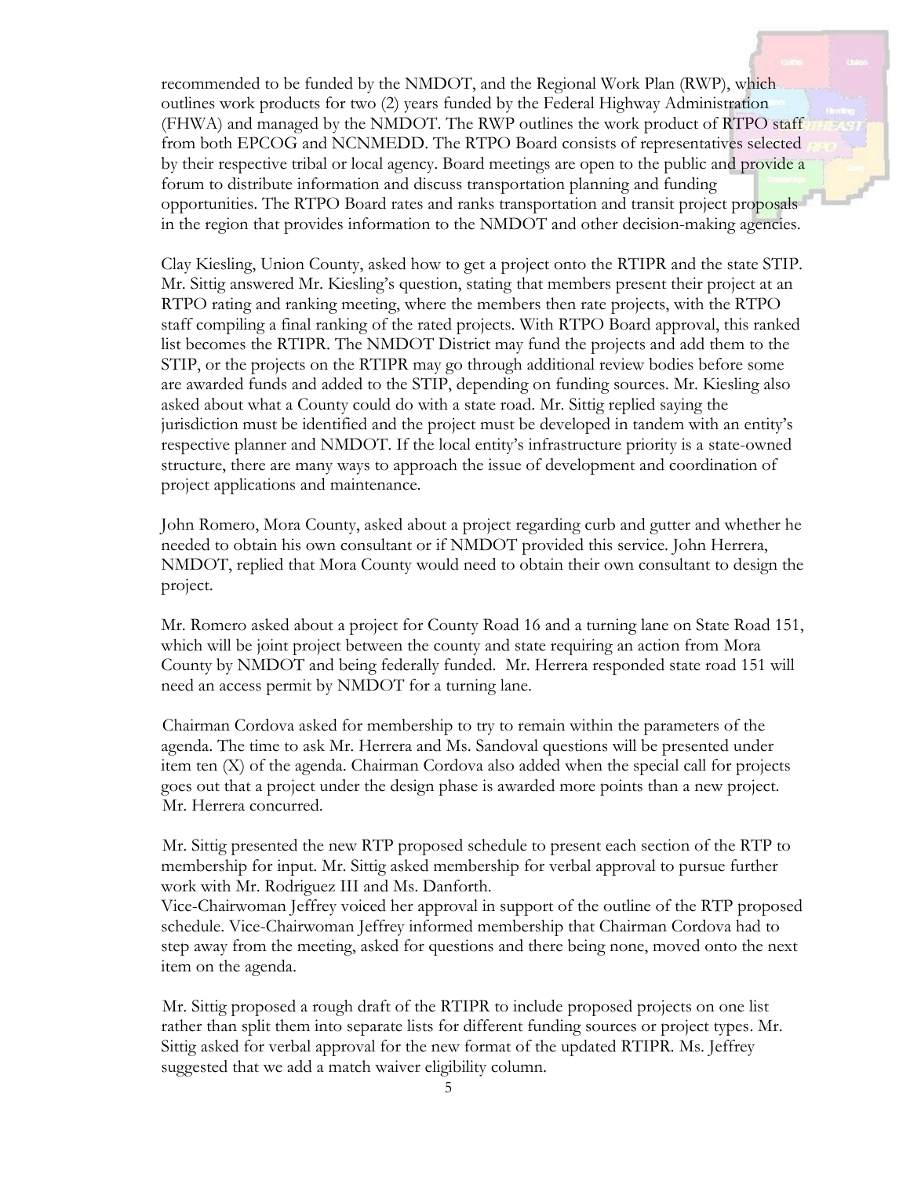recommended to be funded by the NMDOT, and the Regional Work Plan (RWP), which outlines work products for two (2) years funded by the Federal Highway Administration (FHWA) and managed by the NMDOT. The RWP outlines the work product of RTPO staff from both EPCOG and NCNMEDD. The RTPO Board consists of representatives selected by their respective tribal or local agency. Board meetings are open to the public and provide a forum to distribute information and discuss transportation planning and funding opportunities. The RTPO Board rates and ranks transportation and transit project proposals in the region that provides information to the NMDOT and other decision-making agencies.

Clay Kiesling, Union County, asked how to get a project onto the RTIPR and the state STIP. Mr. Sittig answered Mr. Kiesling's question, stating that members present their project at an RTPO rating and ranking meeting, where the members then rate projects, with the RTPO staff compiling a final ranking of the rated projects. With RTPO Board approval, this ranked list becomes the RTIPR. The NMDOT District may fund the projects and add them to the STIP, or the projects on the RTIPR may go through additional review bodies before some are awarded funds and added to the STIP, depending on funding sources. Mr. Kiesling also asked about what a County could do with a state road. Mr. Sittig replied saying the jurisdiction must be identified and the project must be developed in tandem with an entity's respective planner and NMDOT. If the local entity's infrastructure priority is a state-owned structure, there are many ways to approach the issue of development and coordination of project applications and maintenance.

John Romero, Mora County, asked about a project regarding curb and gutter and whether he needed to obtain his own consultant or if NMDOT provided this service. John Herrera, NMDOT, replied that Mora County would need to obtain their own consultant to design the project.

Mr. Romero asked about a project for County Road 16 and a turning lane on State Road 151, which will be joint project between the county and state requiring an action from Mora County by NMDOT and being federally funded. Mr. Herrera responded state road 151 will need an access permit by NMDOT for a turning lane.

Chairman Cordova asked for membership to try to remain within the parameters of the agenda. The time to ask Mr. Herrera and Ms. Sandoval questions will be presented under item ten (X) of the agenda. Chairman Cordova also added when the special call for projects goes out that a project under the design phase is awarded more points than a new project. Mr. Herrera concurred.

Mr. Sittig presented the new RTP proposed schedule to present each section of the RTP to membership for input. Mr. Sittig asked membership for verbal approval to pursue further work with Mr. Rodriguez III and Ms. Danforth.
Vice-Chairwoman Jeffrey voiced her approval in support of the outline of the RTP proposed schedule. Vice-Chairwoman Jeffrey informed membership that Chairman Cordova had to step away from the meeting, asked for questions and there being none, moved onto the next item on the agenda.

Mr. Sittig proposed a rough draft of the RTIPR to include proposed projects on one list rather than split them into separate lists for different funding sources or project types. Mr. Sittig asked for verbal approval for the new format of the updated RTIPR. Ms. Jeffrey suggested that we add a match waiver eligibility column.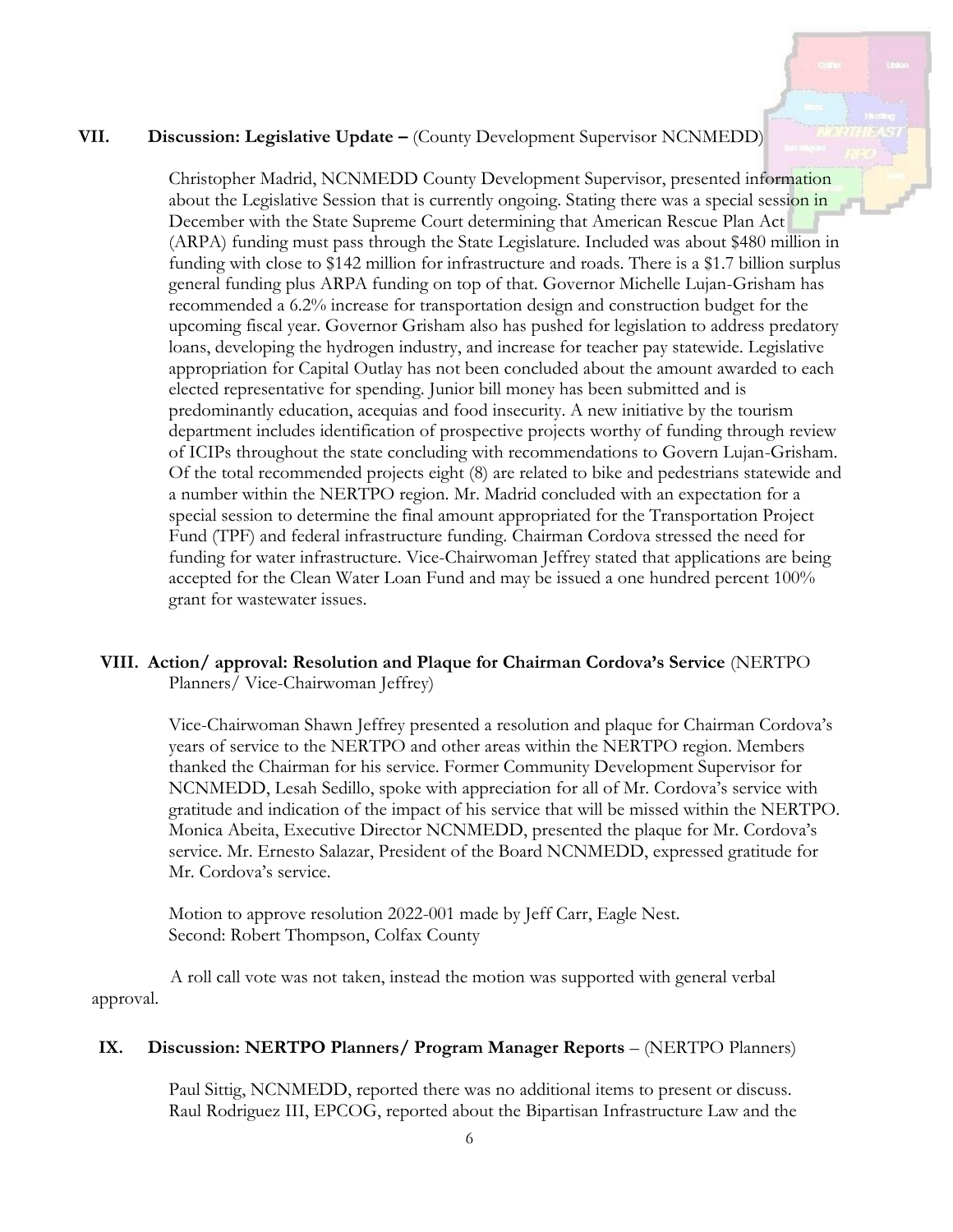## VII. Discussion: Legislative Update – (County Development Supervisor NCNMEDD)

Christopher Madrid, NCNMEDD County Development Supervisor, presented information about the Legislative Session that is currently ongoing. Stating there was a special session in December with the State Supreme Court determining that American Rescue Plan Act (ARPA) funding must pass through the State Legislature. Included was about $480 million in funding with close to $142 million for infrastructure and roads. There is a $1.7 billion surplus general funding plus ARPA funding on top of that. Governor Michelle Lujan-Grisham has recommended a 6.2% increase for transportation design and construction budget for the upcoming fiscal year. Governor Grisham also has pushed for legislation to address predatory loans, developing the hydrogen industry, and increase for teacher pay statewide. Legislative appropriation for Capital Outlay has not been concluded about the amount awarded to each elected representative for spending. Junior bill money has been submitted and is predominantly education, acequias and food insecurity. A new initiative by the tourism department includes identification of prospective projects worthy of funding through review of ICIPs throughout the state concluding with recommendations to Govern Lujan-Grisham. Of the total recommended projects eight (8) are related to bike and pedestrians statewide and a number within the NERTPO region. Mr. Madrid concluded with an expectation for a special session to determine the final amount appropriated for the Transportation Project Fund (TPF) and federal infrastructure funding. Chairman Cordova stressed the need for funding for water infrastructure. Vice-Chairwoman Jeffrey stated that applications are being accepted for the Clean Water Loan Fund and may be issued a one hundred percent 100% grant for wastewater issues.

## VIII. Action/ approval: Resolution and Plaque for Chairman Cordova's Service (NERTPO Planners/ Vice-Chairwoman Jeffrey)

Vice-Chairwoman Shawn Jeffrey presented a resolution and plaque for Chairman Cordova's years of service to the NERTPO and other areas within the NERTPO region. Members thanked the Chairman for his service. Former Community Development Supervisor for NCNMEDD, Lesah Sedillo, spoke with appreciation for all of Mr. Cordova's service with gratitude and indication of the impact of his service that will be missed within the NERTPO. Monica Abeita, Executive Director NCNMEDD, presented the plaque for Mr. Cordova's service. Mr. Ernesto Salazar, President of the Board NCNMEDD, expressed gratitude for Mr. Cordova's service.

Motion to approve resolution 2022-001 made by Jeff Carr, Eagle Nest.
Second: Robert Thompson, Colfax County

A roll call vote was not taken, instead the motion was supported with general verbal approval.

## IX. Discussion: NERTPO Planners/ Program Manager Reports – (NERTPO Planners)

Paul Sittig, NCNMEDD, reported there was no additional items to present or discuss.
Raul Rodriguez III, EPCOG, reported about the Bipartisan Infrastructure Law and the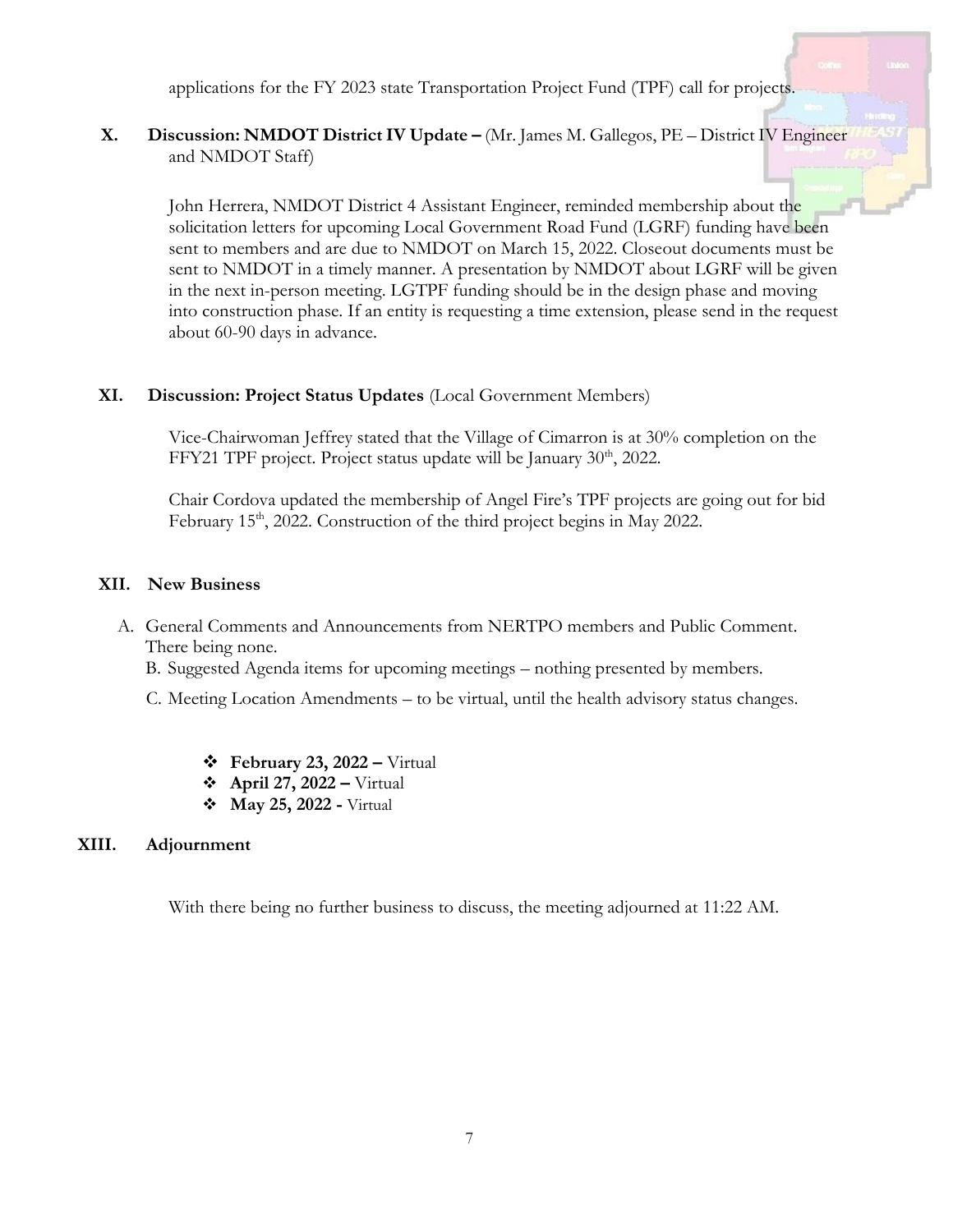applications for the FY 2023 state Transportation Project Fund (TPF) call for projects.

## X. Discussion: NMDOT District IV Update – (Mr. James M. Gallegos, PE – District IV Engineer and NMDOT Staff)

John Herrera, NMDOT District 4 Assistant Engineer, reminded membership about the solicitation letters for upcoming Local Government Road Fund (LGRF) funding have been sent to members and are due to NMDOT on March 15, 2022. Closeout documents must be sent to NMDOT in a timely manner. A presentation by NMDOT about LGRF will be given in the next in-person meeting. LGTPF funding should be in the design phase and moving into construction phase. If an entity is requesting a time extension, please send in the request about 60-90 days in advance.

## XI. Discussion: Project Status Updates (Local Government Members)

Vice-Chairwoman Jeffrey stated that the Village of Cimarron is at 30% completion on the FFY21 TPF project. Project status update will be January 30th, 2022.

Chair Cordova updated the membership of Angel Fire's TPF projects are going out for bid February 15th, 2022. Construction of the third project begins in May 2022.

## XII. New Business

A. General Comments and Announcements from NERTPO members and Public Comment. There being none.

B. Suggested Agenda items for upcoming meetings – nothing presented by members.

C. Meeting Location Amendments – to be virtual, until the health advisory status changes.

- **February 23, 2022 –** Virtual
- **April 27, 2022 –** Virtual
- **May 25, 2022 -** Virtual

## XIII. Adjournment

With there being no further business to discuss, the meeting adjourned at 11:22 AM.